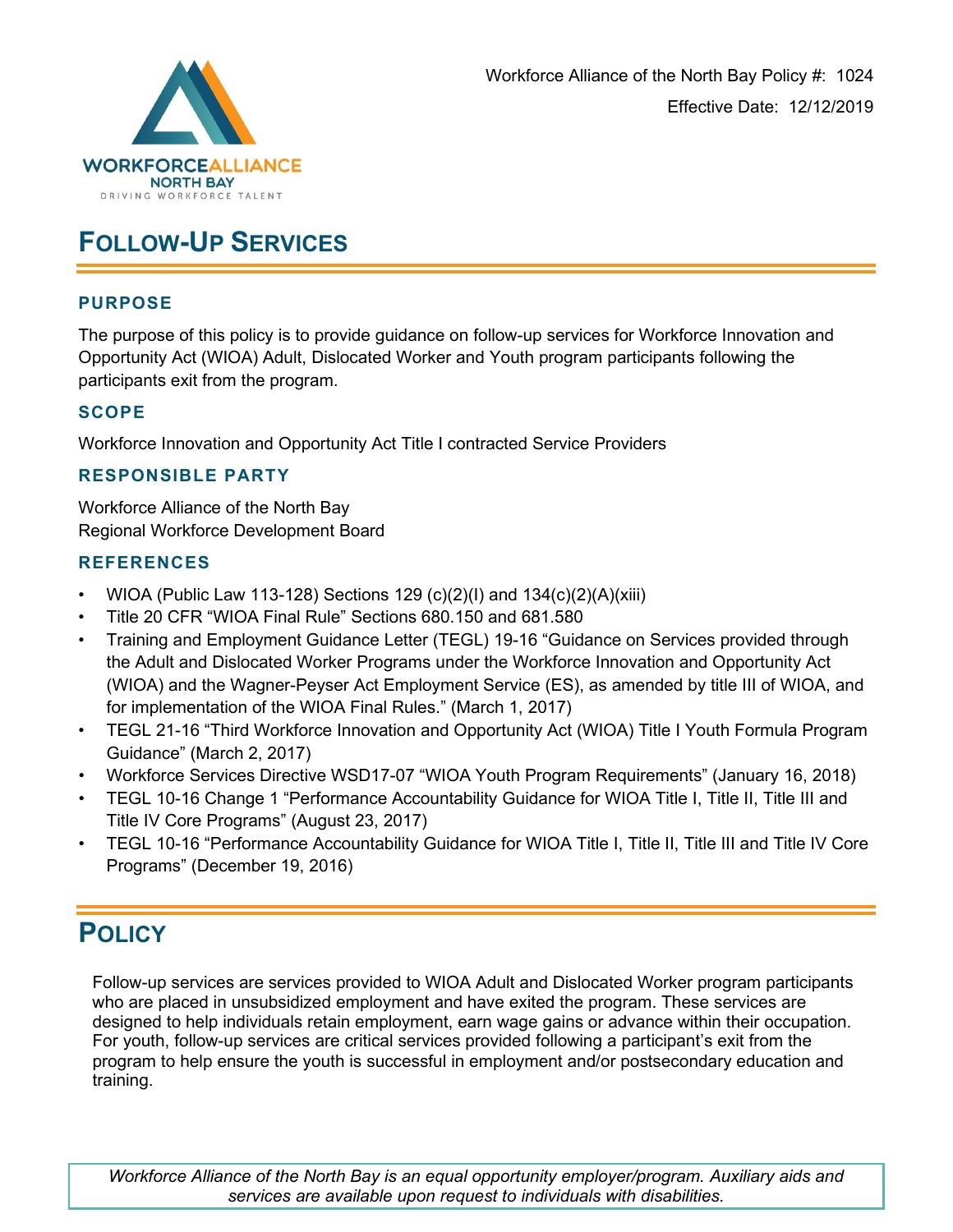WORKFORCEALLIANCE
NORTH BAY
DRIVING WORKFORCE TALENT

Workforce Alliance of the North Bay Policy #: 1024

Effective Date: 12/12/2019

# FOLLOW-UP SERVICES

## PURPOSE

The purpose of this policy is to provide guidance on follow-up services for Workforce Innovation and Opportunity Act (WIOA) Adult, Dislocated Worker and Youth program participants following the participants exit from the program.

## SCOPE

Workforce Innovation and Opportunity Act Title I contracted Service Providers

## RESPONSIBLE PARTY

Workforce Alliance of the North Bay
Regional Workforce Development Board

## REFERENCES

- WIOA (Public Law 113-128) Sections 129 (c)(2)(I) and 134(c)(2)(A)(xiii)
- Title 20 CFR "WIOA Final Rule" Sections 680.150 and 681.580
- Training and Employment Guidance Letter (TEGL) 19-16 "Guidance on Services provided through the Adult and Dislocated Worker Programs under the Workforce Innovation and Opportunity Act (WIOA) and the Wagner-Peyser Act Employment Service (ES), as amended by title III of WIOA, and for implementation of the WIOA Final Rules." (March 1, 2017)
- TEGL 21-16 "Third Workforce Innovation and Opportunity Act (WIOA) Title I Youth Formula Program Guidance" (March 2, 2017)
- Workforce Services Directive WSD17-07 "WIOA Youth Program Requirements" (January 16, 2018)
- TEGL 10-16 Change 1 "Performance Accountability Guidance for WIOA Title I, Title II, Title III and Title IV Core Programs" (August 23, 2017)
- TEGL 10-16 "Performance Accountability Guidance for WIOA Title I, Title II, Title III and Title IV Core Programs" (December 19, 2016)

# POLICY

Follow-up services are services provided to WIOA Adult and Dislocated Worker program participants who are placed in unsubsidized employment and have exited the program. These services are designed to help individuals retain employment, earn wage gains or advance within their occupation. For youth, follow-up services are critical services provided following a participant's exit from the program to help ensure the youth is successful in employment and/or postsecondary education and training.

*Workforce Alliance of the North Bay is an equal opportunity employer/program. Auxiliary aids and services are available upon request to individuals with disabilities.*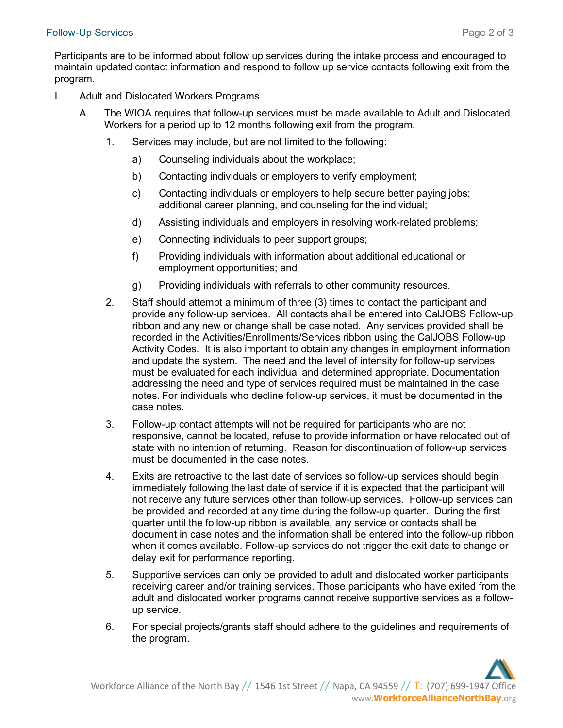Participants are to be informed about follow up services during the intake process and encouraged to maintain updated contact information and respond to follow up service contacts following exit from the program.

I. Adult and Dislocated Workers Programs

   A. The WIOA requires that follow-up services must be made available to Adult and Dislocated Workers for a period up to 12 months following exit from the program.

      1. Services may include, but are not limited to the following:

         a) Counseling individuals about the workplace;

         b) Contacting individuals or employers to verify employment;

         c) Contacting individuals or employers to help secure better paying jobs; additional career planning, and counseling for the individual;

         d) Assisting individuals and employers in resolving work-related problems;

         e) Connecting individuals to peer support groups;

         f) Providing individuals with information about additional educational or employment opportunities; and

         g) Providing individuals with referrals to other community resources.

      2. Staff should attempt a minimum of three (3) times to contact the participant and provide any follow-up services. All contacts shall be entered into CalJOBS Follow-up ribbon and any new or change shall be case noted. Any services provided shall be recorded in the Activities/Enrollments/Services ribbon using the CalJOBS Follow-up Activity Codes. It is also important to obtain any changes in employment information and update the system. The need and the level of intensity for follow-up services must be evaluated for each individual and determined appropriate. Documentation addressing the need and type of services required must be maintained in the case notes. For individuals who decline follow-up services, it must be documented in the case notes.

      3. Follow-up contact attempts will not be required for participants who are not responsive, cannot be located, refuse to provide information or have relocated out of state with no intention of returning. Reason for discontinuation of follow-up services must be documented in the case notes.

      4. Exits are retroactive to the last date of services so follow-up services should begin immediately following the last date of service if it is expected that the participant will not receive any future services other than follow-up services. Follow-up services can be provided and recorded at any time during the follow-up quarter. During the first quarter until the follow-up ribbon is available, any service or contacts shall be document in case notes and the information shall be entered into the follow-up ribbon when it comes available. Follow-up services do not trigger the exit date to change or delay exit for performance reporting.

      5. Supportive services can only be provided to adult and dislocated worker participants receiving career and/or training services. Those participants who have exited from the adult and dislocated worker programs cannot receive supportive services as a follow-up service.

      6. For special projects/grants staff should adhere to the guidelines and requirements of the program.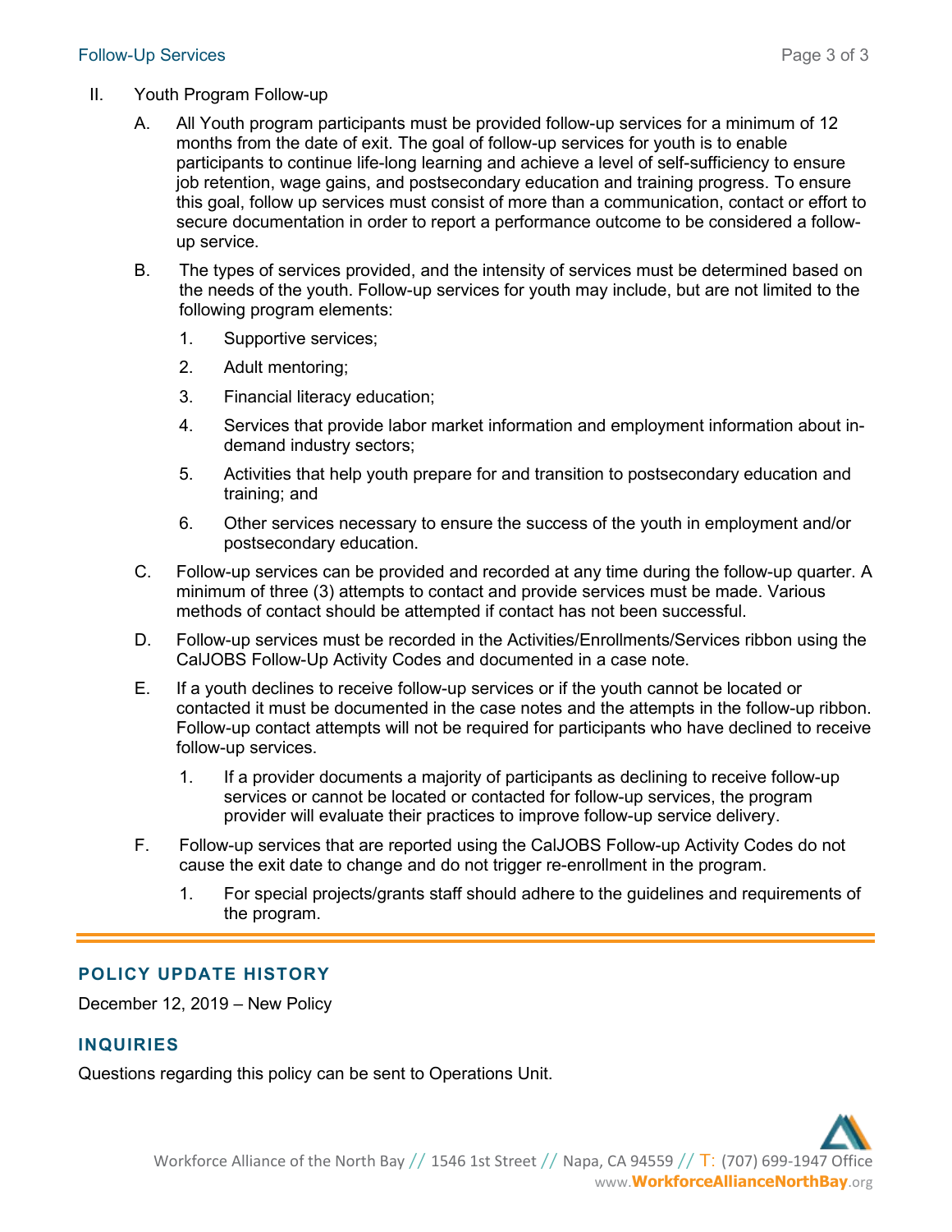II. Youth Program Follow-up

A. All Youth program participants must be provided follow-up services for a minimum of 12 months from the date of exit. The goal of follow-up services for youth is to enable participants to continue life-long learning and achieve a level of self-sufficiency to ensure job retention, wage gains, and postsecondary education and training progress. To ensure this goal, follow up services must consist of more than a communication, contact or effort to secure documentation in order to report a performance outcome to be considered a follow-up service.

B. The types of services provided, and the intensity of services must be determined based on the needs of the youth. Follow-up services for youth may include, but are not limited to the following program elements:

1. Supportive services;
2. Adult mentoring;
3. Financial literacy education;
4. Services that provide labor market information and employment information about in-demand industry sectors;
5. Activities that help youth prepare for and transition to postsecondary education and training; and
6. Other services necessary to ensure the success of the youth in employment and/or postsecondary education.

C. Follow-up services can be provided and recorded at any time during the follow-up quarter. A minimum of three (3) attempts to contact and provide services must be made. Various methods of contact should be attempted if contact has not been successful.

D. Follow-up services must be recorded in the Activities/Enrollments/Services ribbon using the CalJOBS Follow-Up Activity Codes and documented in a case note.

E. If a youth declines to receive follow-up services or if the youth cannot be located or contacted it must be documented in the case notes and the attempts in the follow-up ribbon. Follow-up contact attempts will not be required for participants who have declined to receive follow-up services.

1. If a provider documents a majority of participants as declining to receive follow-up services or cannot be located or contacted for follow-up services, the program provider will evaluate their practices to improve follow-up service delivery.

F. Follow-up services that are reported using the CalJOBS Follow-up Activity Codes do not cause the exit date to change and do not trigger re-enrollment in the program.

1. For special projects/grants staff should adhere to the guidelines and requirements of the program.

## POLICY UPDATE HISTORY

December 12, 2019 – New Policy

## INQUIRIES

Questions regarding this policy can be sent to Operations Unit.

Workforce Alliance of the North Bay // 1546 1st Street // Napa, CA 94559 // T: (707) 699-1947 Office
www.WorkforceAllianceNorthBay.org